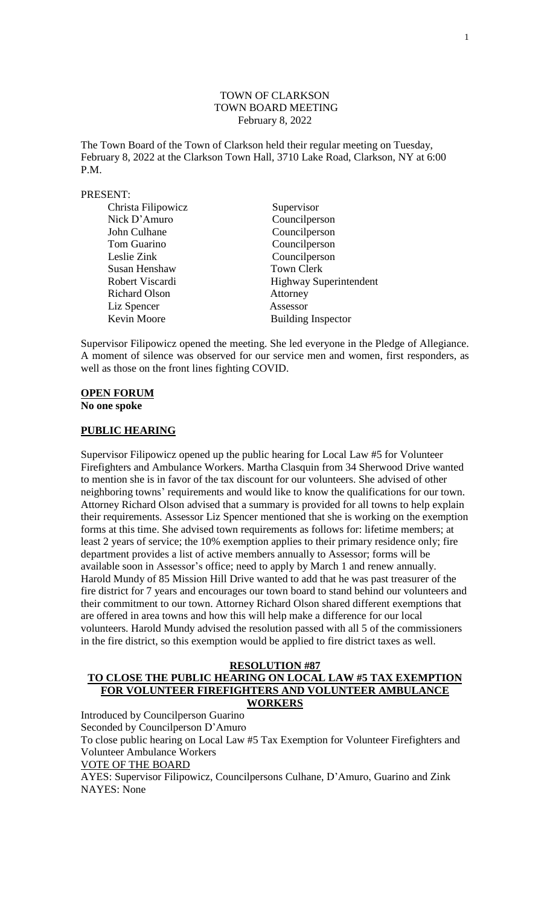TOWN OF CLARKSON
TOWN BOARD MEETING
February 8, 2022

The Town Board of the Town of Clarkson held their regular meeting on Tuesday, February 8, 2022 at the Clarkson Town Hall, 3710 Lake Road, Clarkson, NY at 6:00 P.M.

PRESENT:

| | |
|---|---|
| Christa Filipowicz | Supervisor |
| Nick D'Amuro | Councilperson |
| John Culhane | Councilperson |
| Tom Guarino | Councilperson |
| Leslie Zink | Councilperson |
| Susan Henshaw | Town Clerk |
| Robert Viscardi | Highway Superintendent |
| Richard Olson | Attorney |
| Liz Spencer | Assessor |
| Kevin Moore | Building Inspector |

Supervisor Filipowicz opened the meeting. She led everyone in the Pledge of Allegiance. A moment of silence was observed for our service men and women, first responders, as well as those on the front lines fighting COVID.

**OPEN FORUM**

**No one spoke**

**PUBLIC HEARING**

Supervisor Filipowicz opened up the public hearing for Local Law #5 for Volunteer Firefighters and Ambulance Workers. Martha Clasquin from 34 Sherwood Drive wanted to mention she is in favor of the tax discount for our volunteers. She advised of other neighboring towns' requirements and would like to know the qualifications for our town. Attorney Richard Olson advised that a summary is provided for all towns to help explain their requirements. Assessor Liz Spencer mentioned that she is working on the exemption forms at this time. She advised town requirements as follows for: lifetime members; at least 2 years of service; the 10% exemption applies to their primary residence only; fire department provides a list of active members annually to Assessor; forms will be available soon in Assessor's office; need to apply by March 1 and renew annually. Harold Mundy of 85 Mission Hill Drive wanted to add that he was past treasurer of the fire district for 7 years and encourages our town board to stand behind our volunteers and their commitment to our town. Attorney Richard Olson shared different exemptions that are offered in area towns and how this will help make a difference for our local volunteers. Harold Mundy advised the resolution passed with all 5 of the commissioners in the fire district, so this exemption would be applied to fire district taxes as well.

**RESOLUTION #87**

**TO CLOSE THE PUBLIC HEARING ON LOCAL LAW #5 TAX EXEMPTION FOR VOLUNTEER FIREFIGHTERS AND VOLUNTEER AMBULANCE WORKERS**

Introduced by Councilperson Guarino
Seconded by Councilperson D'Amuro
To close public hearing on Local Law #5 Tax Exemption for Volunteer Firefighters and Volunteer Ambulance Workers
VOTE OF THE BOARD
AYES: Supervisor Filipowicz, Councilpersons Culhane, D'Amuro, Guarino and Zink
NAYES: None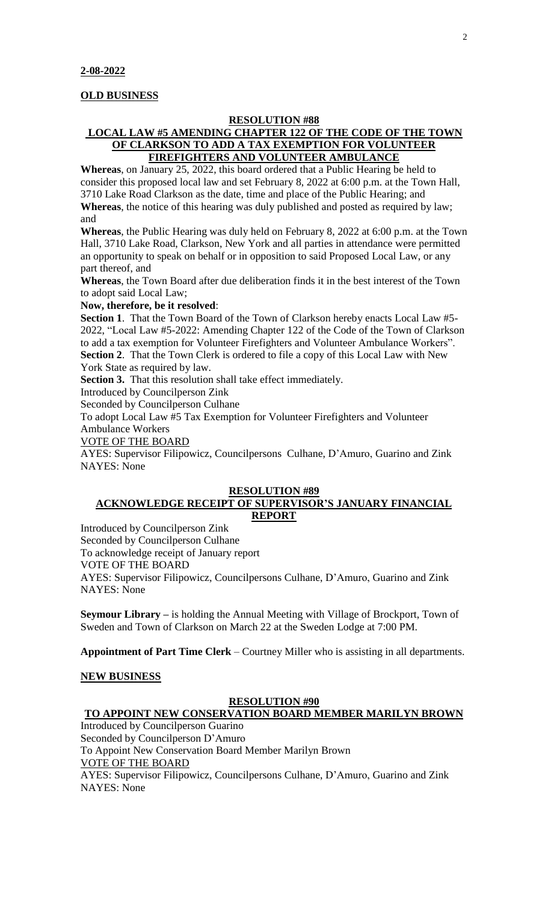**2-08-2022**

**OLD BUSINESS**

**RESOLUTION #88**

**LOCAL LAW #5 AMENDING CHAPTER 122 OF THE CODE OF THE TOWN OF CLARKSON TO ADD A TAX EXEMPTION FOR VOLUNTEER FIREFIGHTERS AND VOLUNTEER AMBULANCE**

**Whereas**, on January 25, 2022, this board ordered that a Public Hearing be held to consider this proposed local law and set February 8, 2022 at 6:00 p.m. at the Town Hall, 3710 Lake Road Clarkson as the date, time and place of the Public Hearing; and

**Whereas**, the notice of this hearing was duly published and posted as required by law; and

**Whereas**, the Public Hearing was duly held on February 8, 2022 at 6:00 p.m. at the Town Hall, 3710 Lake Road, Clarkson, New York and all parties in attendance were permitted an opportunity to speak on behalf or in opposition to said Proposed Local Law, or any part thereof, and

**Whereas**, the Town Board after due deliberation finds it in the best interest of the Town to adopt said Local Law;

**Now, therefore, be it resolved**:

**Section 1**. That the Town Board of the Town of Clarkson hereby enacts Local Law #5-2022, "Local Law #5-2022: Amending Chapter 122 of the Code of the Town of Clarkson to add a tax exemption for Volunteer Firefighters and Volunteer Ambulance Workers".

**Section 2**. That the Town Clerk is ordered to file a copy of this Local Law with New York State as required by law.

**Section 3.** That this resolution shall take effect immediately.

Introduced by Councilperson Zink
Seconded by Councilperson Culhane
To adopt Local Law #5 Tax Exemption for Volunteer Firefighters and Volunteer Ambulance Workers
VOTE OF THE BOARD
AYES: Supervisor Filipowicz, Councilpersons Culhane, D'Amuro, Guarino and Zink
NAYES: None

**RESOLUTION #89**

**ACKNOWLEDGE RECEIPT OF SUPERVISOR'S JANUARY FINANCIAL REPORT**

Introduced by Councilperson Zink
Seconded by Councilperson Culhane
To acknowledge receipt of January report
VOTE OF THE BOARD
AYES: Supervisor Filipowicz, Councilpersons Culhane, D'Amuro, Guarino and Zink
NAYES: None

**Seymour Library –** is holding the Annual Meeting with Village of Brockport, Town of Sweden and Town of Clarkson on March 22 at the Sweden Lodge at 7:00 PM.

**Appointment of Part Time Clerk** – Courtney Miller who is assisting in all departments.

**NEW BUSINESS**

**RESOLUTION #90**

**TO APPOINT NEW CONSERVATION BOARD MEMBER MARILYN BROWN**

Introduced by Councilperson Guarino
Seconded by Councilperson D'Amuro
To Appoint New Conservation Board Member Marilyn Brown
VOTE OF THE BOARD
AYES: Supervisor Filipowicz, Councilpersons Culhane, D'Amuro, Guarino and Zink
NAYES: None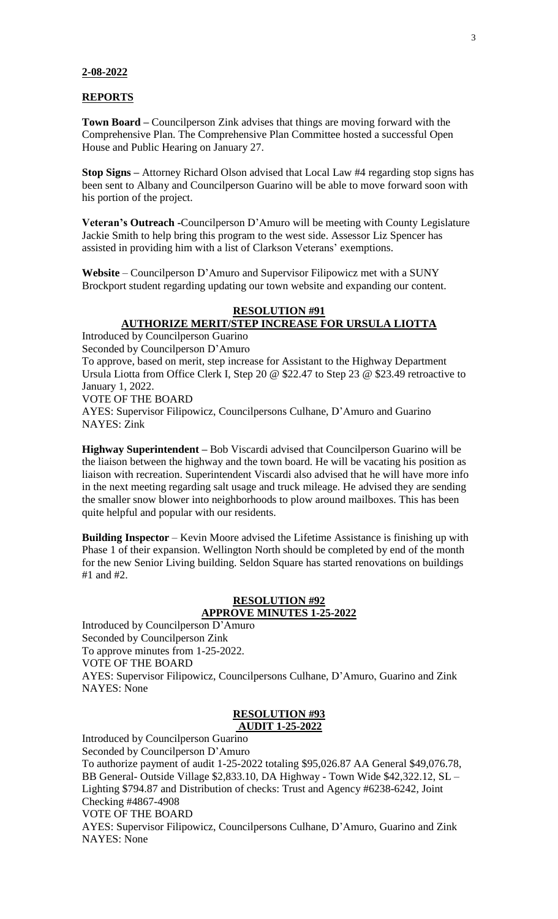**2-08-2022**

**REPORTS**

**Town Board –** Councilperson Zink advises that things are moving forward with the Comprehensive Plan. The Comprehensive Plan Committee hosted a successful Open House and Public Hearing on January 27.

**Stop Signs –** Attorney Richard Olson advised that Local Law #4 regarding stop signs has been sent to Albany and Councilperson Guarino will be able to move forward soon with his portion of the project.

**Veteran's Outreach -**Councilperson D'Amuro will be meeting with County Legislature Jackie Smith to help bring this program to the west side. Assessor Liz Spencer has assisted in providing him with a list of Clarkson Veterans' exemptions.

**Website** – Councilperson D'Amuro and Supervisor Filipowicz met with a SUNY Brockport student regarding updating our town website and expanding our content.

**RESOLUTION #91**
**AUTHORIZE MERIT/STEP INCREASE FOR URSULA LIOTTA**

Introduced by Councilperson Guarino
Seconded by Councilperson D'Amuro
To approve, based on merit, step increase for Assistant to the Highway Department Ursula Liotta from Office Clerk I, Step 20 @ $22.47 to Step 23 @ $23.49 retroactive to January 1, 2022.
VOTE OF THE BOARD
AYES: Supervisor Filipowicz, Councilpersons Culhane, D'Amuro and Guarino
NAYES: Zink

**Highway Superintendent –** Bob Viscardi advised that Councilperson Guarino will be the liaison between the highway and the town board. He will be vacating his position as liaison with recreation. Superintendent Viscardi also advised that he will have more info in the next meeting regarding salt usage and truck mileage. He advised they are sending the smaller snow blower into neighborhoods to plow around mailboxes. This has been quite helpful and popular with our residents.

**Building Inspector** – Kevin Moore advised the Lifetime Assistance is finishing up with Phase 1 of their expansion. Wellington North should be completed by end of the month for the new Senior Living building. Seldon Square has started renovations on buildings #1 and #2.

**RESOLUTION #92**
**APPROVE MINUTES 1-25-2022**

Introduced by Councilperson D'Amuro
Seconded by Councilperson Zink
To approve minutes from 1-25-2022.
VOTE OF THE BOARD
AYES: Supervisor Filipowicz, Councilpersons Culhane, D'Amuro, Guarino and Zink
NAYES: None

**RESOLUTION #93**
**AUDIT 1-25-2022**

Introduced by Councilperson Guarino
Seconded by Councilperson D'Amuro
To authorize payment of audit 1-25-2022 totaling $95,026.87 AA General $49,076.78, BB General- Outside Village $2,833.10, DA Highway - Town Wide $42,322.12, SL – Lighting $794.87 and Distribution of checks: Trust and Agency #6238-6242, Joint Checking #4867-4908
VOTE OF THE BOARD
AYES: Supervisor Filipowicz, Councilpersons Culhane, D'Amuro, Guarino and Zink
NAYES: None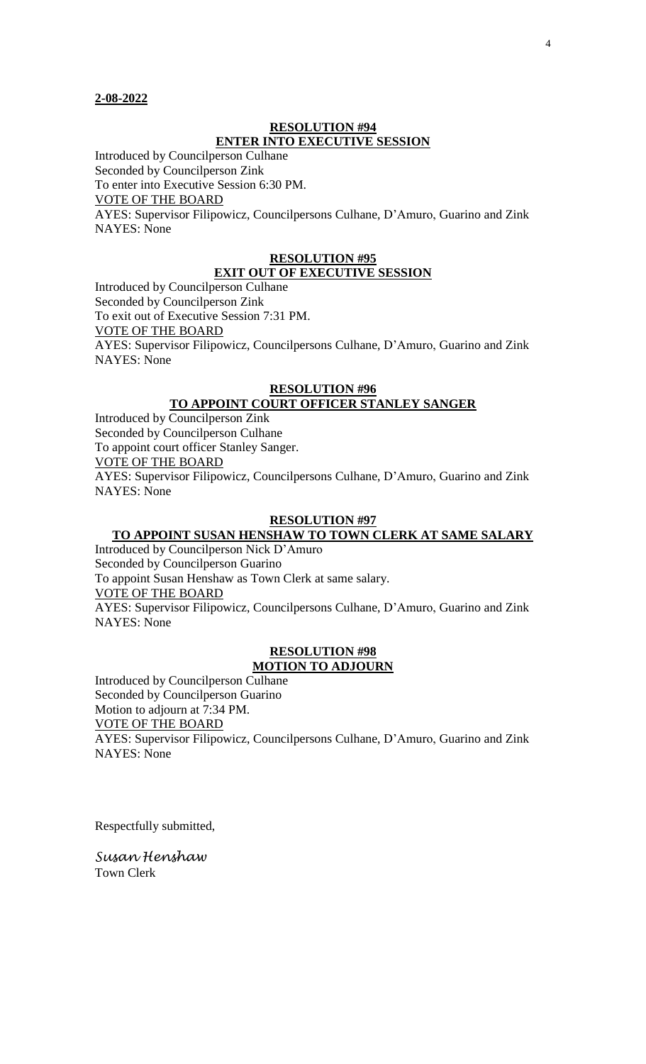**2-08-2022**

**RESOLUTION #94**
**ENTER INTO EXECUTIVE SESSION**

Introduced by Councilperson Culhane
Seconded by Councilperson Zink
To enter into Executive Session 6:30 PM.
VOTE OF THE BOARD
AYES: Supervisor Filipowicz, Councilpersons Culhane, D'Amuro, Guarino and Zink
NAYES: None

**RESOLUTION #95**
**EXIT OUT OF EXECUTIVE SESSION**

Introduced by Councilperson Culhane
Seconded by Councilperson Zink
To exit out of Executive Session 7:31 PM.
VOTE OF THE BOARD
AYES: Supervisor Filipowicz, Councilpersons Culhane, D'Amuro, Guarino and Zink
NAYES: None

**RESOLUTION #96**
**TO APPOINT COURT OFFICER STANLEY SANGER**

Introduced by Councilperson Zink
Seconded by Councilperson Culhane
To appoint court officer Stanley Sanger.
VOTE OF THE BOARD
AYES: Supervisor Filipowicz, Councilpersons Culhane, D'Amuro, Guarino and Zink
NAYES: None

**RESOLUTION #97**
**TO APPOINT SUSAN HENSHAW TO TOWN CLERK AT SAME SALARY**

Introduced by Councilperson Nick D'Amuro
Seconded by Councilperson Guarino
To appoint Susan Henshaw as Town Clerk at same salary.
VOTE OF THE BOARD
AYES: Supervisor Filipowicz, Councilpersons Culhane, D'Amuro, Guarino and Zink
NAYES: None

**RESOLUTION #98**
**MOTION TO ADJOURN**

Introduced by Councilperson Culhane
Seconded by Councilperson Guarino
Motion to adjourn at 7:34 PM.
VOTE OF THE BOARD
AYES: Supervisor Filipowicz, Councilpersons Culhane, D'Amuro, Guarino and Zink
NAYES: None

Respectfully submitted,

*Susan Henshaw*
Town Clerk